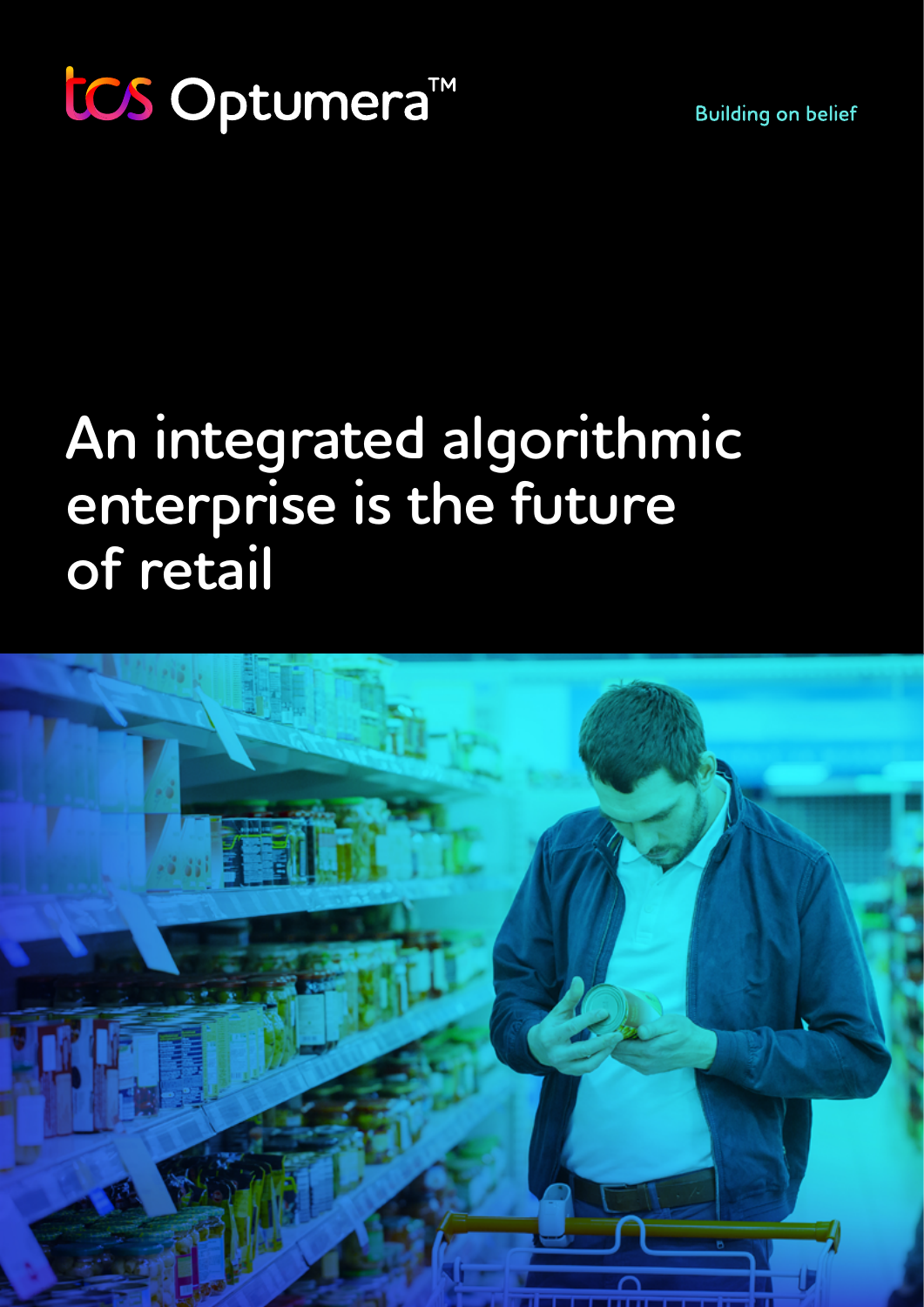tcs Optumera™

Building on belief

# An integrated algorithmic enterprise is the future of retail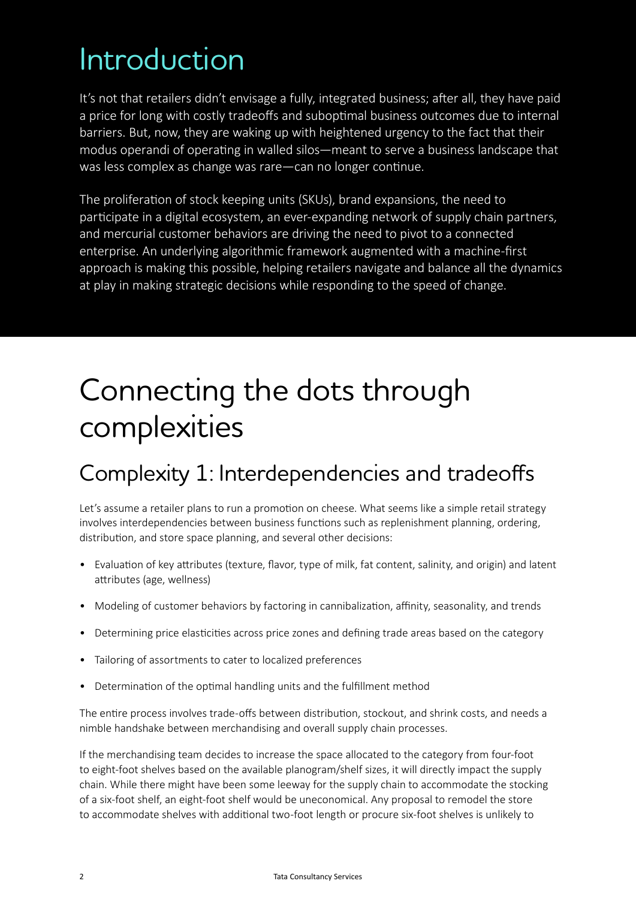# Introduction

It's not that retailers didn't envisage a fully, integrated business; after all, they have paid a price for long with costly tradeoffs and suboptimal business outcomes due to internal barriers. But, now, they are waking up with heightened urgency to the fact that their modus operandi of operating in walled silos—meant to serve a business landscape that was less complex as change was rare—can no longer continue.

The proliferation of stock keeping units (SKUs), brand expansions, the need to participate in a digital ecosystem, an ever-expanding network of supply chain partners, and mercurial customer behaviors are driving the need to pivot to a connected enterprise. An underlying algorithmic framework augmented with a machine-first approach is making this possible, helping retailers navigate and balance all the dynamics at play in making strategic decisions while responding to the speed of change.

# Connecting the dots through complexities

## Complexity 1: Interdependencies and tradeoffs

Let's assume a retailer plans to run a promotion on cheese. What seems like a simple retail strategy involves interdependencies between business functions such as replenishment planning, ordering, distribution, and store space planning, and several other decisions:

- Evaluation of key attributes (texture, flavor, type of milk, fat content, salinity, and origin) and latent attributes (age, wellness)
- Modeling of customer behaviors by factoring in cannibalization, affinity, seasonality, and trends
- Determining price elasticities across price zones and defining trade areas based on the category
- Tailoring of assortments to cater to localized preferences
- Determination of the optimal handling units and the fulfillment method

The entire process involves trade-offs between distribution, stockout, and shrink costs, and needs a nimble handshake between merchandising and overall supply chain processes.

If the merchandising team decides to increase the space allocated to the category from four-foot to eight-foot shelves based on the available planogram/shelf sizes, it will directly impact the supply chain. While there might have been some leeway for the supply chain to accommodate the stocking of a six-foot shelf, an eight-foot shelf would be uneconomical. Any proposal to remodel the store to accommodate shelves with additional two-foot length or procure six-foot shelves is unlikely to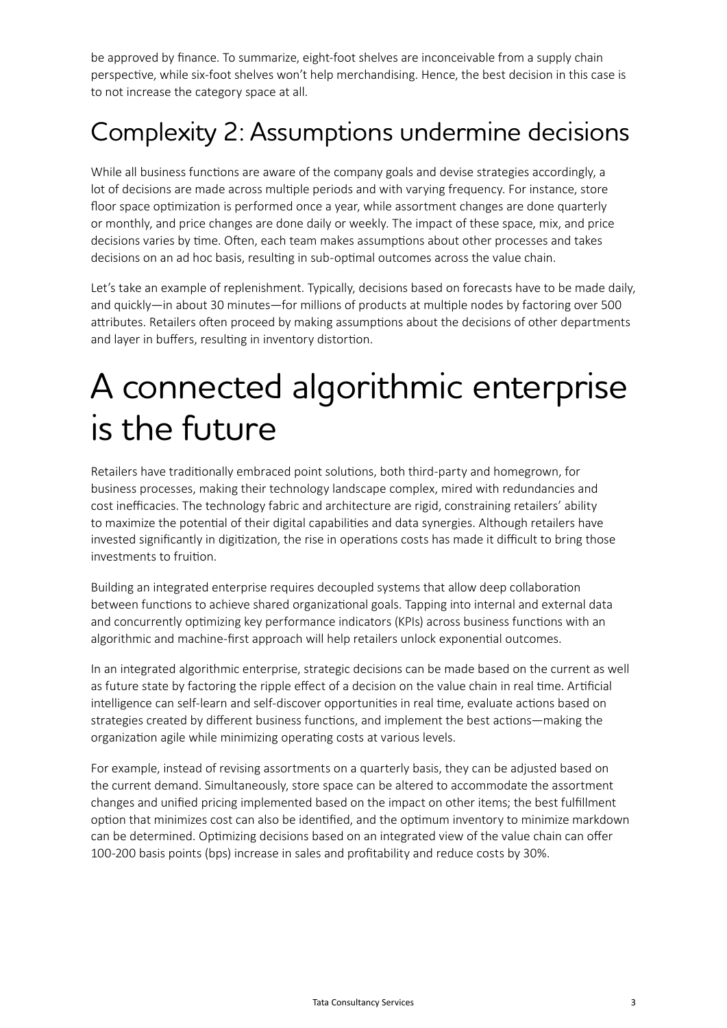be approved by finance. To summarize, eight-foot shelves are inconceivable from a supply chain perspective, while six-foot shelves won't help merchandising. Hence, the best decision in this case is to not increase the category space at all.

## Complexity 2: Assumptions undermine decisions

While all business functions are aware of the company goals and devise strategies accordingly, a lot of decisions are made across multiple periods and with varying frequency. For instance, store floor space optimization is performed once a year, while assortment changes are done quarterly or monthly, and price changes are done daily or weekly. The impact of these space, mix, and price decisions varies by time. Often, each team makes assumptions about other processes and takes decisions on an ad hoc basis, resulting in sub-optimal outcomes across the value chain.

Let's take an example of replenishment. Typically, decisions based on forecasts have to be made daily, and quickly—in about 30 minutes—for millions of products at multiple nodes by factoring over 500 attributes. Retailers often proceed by making assumptions about the decisions of other departments and layer in buffers, resulting in inventory distortion.

# A connected algorithmic enterprise is the future

Retailers have traditionally embraced point solutions, both third-party and homegrown, for business processes, making their technology landscape complex, mired with redundancies and cost inefficacies. The technology fabric and architecture are rigid, constraining retailers' ability to maximize the potential of their digital capabilities and data synergies. Although retailers have invested significantly in digitization, the rise in operations costs has made it difficult to bring those investments to fruition.

Building an integrated enterprise requires decoupled systems that allow deep collaboration between functions to achieve shared organizational goals. Tapping into internal and external data and concurrently optimizing key performance indicators (KPIs) across business functions with an algorithmic and machine-first approach will help retailers unlock exponential outcomes.

In an integrated algorithmic enterprise, strategic decisions can be made based on the current as well as future state by factoring the ripple effect of a decision on the value chain in real time. Artificial intelligence can self-learn and self-discover opportunities in real time, evaluate actions based on strategies created by different business functions, and implement the best actions—making the organization agile while minimizing operating costs at various levels.

For example, instead of revising assortments on a quarterly basis, they can be adjusted based on the current demand. Simultaneously, store space can be altered to accommodate the assortment changes and unified pricing implemented based on the impact on other items; the best fulfillment option that minimizes cost can also be identified, and the optimum inventory to minimize markdown can be determined. Optimizing decisions based on an integrated view of the value chain can offer 100-200 basis points (bps) increase in sales and profitability and reduce costs by 30%.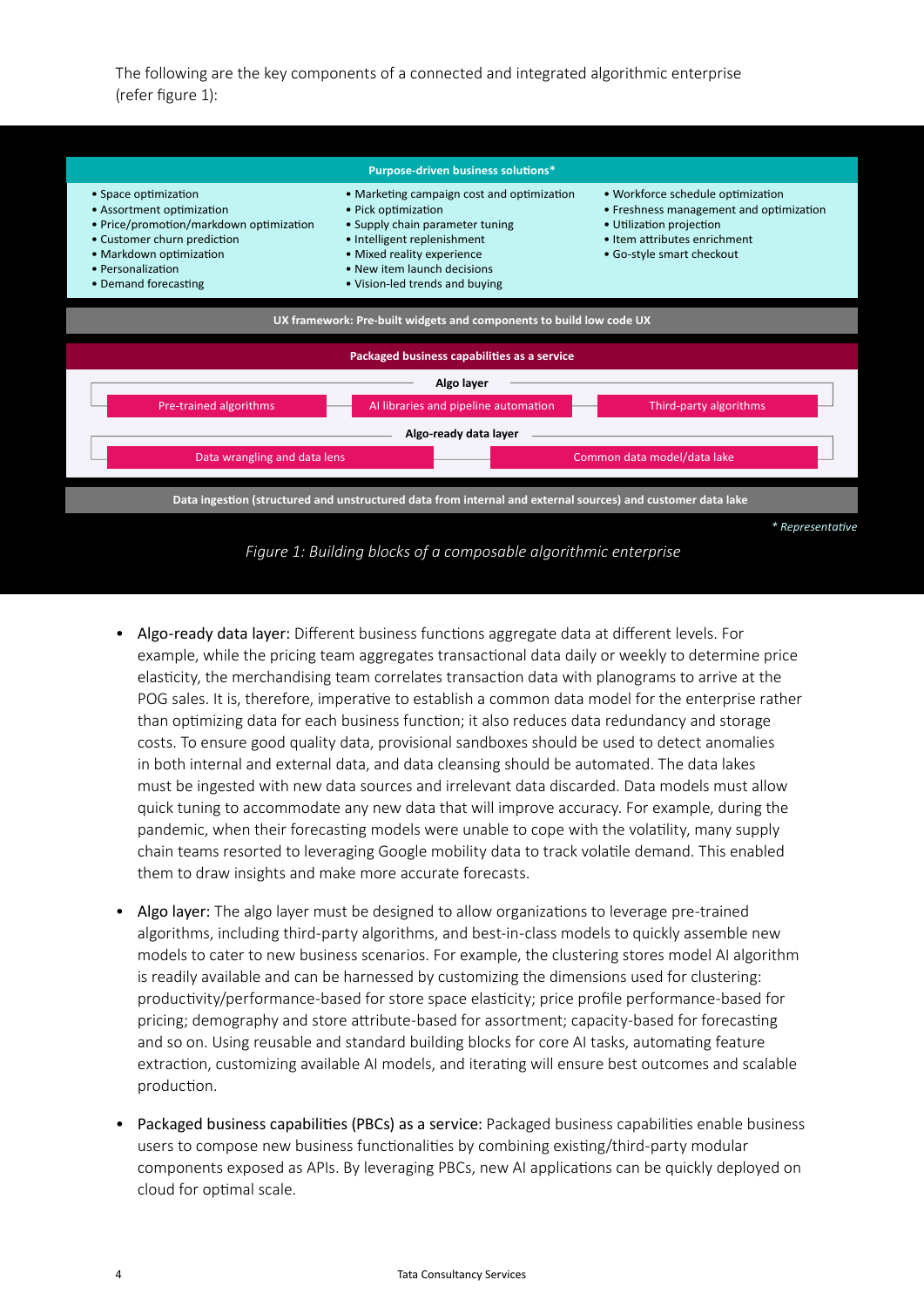The following are the key components of a connected and integrated algorithmic enterprise (refer figure 1):

**Purpose-driven business solutions***

- Space optimization
- Assortment optimization
- Price/promotion/markdown optimization
- Customer churn prediction
- Markdown optimization
- Personalization
- Demand forecasting
- Marketing campaign cost and optimization
- Pick optimization
- Supply chain parameter tuning
- Intelligent replenishment
- Mixed reality experience
- New item launch decisions
- Vision-led trends and buying
- Workforce schedule optimization
- Freshness management and optimization
- Utilization projection
- Item attributes enrichment
- Go-style smart checkout

**UX framework: Pre-built widgets and components to build low code UX**

**Packaged business capabilities as a service**

**Algo layer**

- Pre-trained algorithms
- AI libraries and pipeline automation
- Third-party algorithms

**Algo-ready data layer**

- Data wrangling and data lens
- Common data model/data lake

**Data ingestion (structured and unstructured data from internal and external sources) and customer data lake**

*\* Representative*

*Figure 1: Building blocks of a composable algorithmic enterprise*

- Algo-ready data layer: Different business functions aggregate data at different levels. For example, while the pricing team aggregates transactional data daily or weekly to determine price elasticity, the merchandising team correlates transaction data with planograms to arrive at the POG sales. It is, therefore, imperative to establish a common data model for the enterprise rather than optimizing data for each business function; it also reduces data redundancy and storage costs. To ensure good quality data, provisional sandboxes should be used to detect anomalies in both internal and external data, and data cleansing should be automated. The data lakes must be ingested with new data sources and irrelevant data discarded. Data models must allow quick tuning to accommodate any new data that will improve accuracy. For example, during the pandemic, when their forecasting models were unable to cope with the volatility, many supply chain teams resorted to leveraging Google mobility data to track volatile demand. This enabled them to draw insights and make more accurate forecasts.

- Algo layer: The algo layer must be designed to allow organizations to leverage pre-trained algorithms, including third-party algorithms, and best-in-class models to quickly assemble new models to cater to new business scenarios. For example, the clustering stores model AI algorithm is readily available and can be harnessed by customizing the dimensions used for clustering: productivity/performance-based for store space elasticity; price profile performance-based for pricing; demography and store attribute-based for assortment; capacity-based for forecasting and so on. Using reusable and standard building blocks for core AI tasks, automating feature extraction, customizing available AI models, and iterating will ensure best outcomes and scalable production.

- Packaged business capabilities (PBCs) as a service: Packaged business capabilities enable business users to compose new business functionalities by combining existing/third-party modular components exposed as APIs. By leveraging PBCs, new AI applications can be quickly deployed on cloud for optimal scale.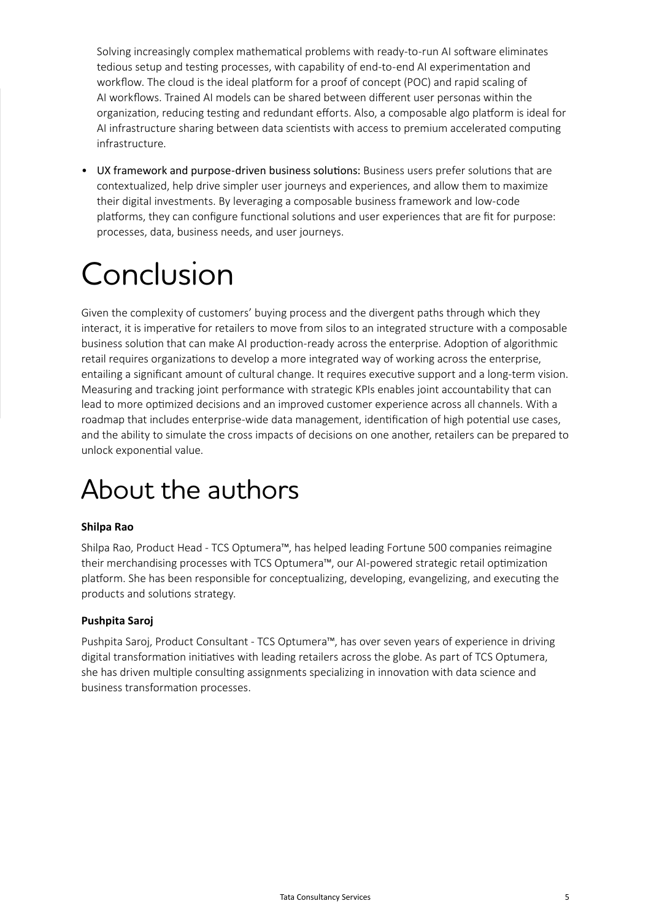Solving increasingly complex mathematical problems with ready-to-run AI software eliminates tedious setup and testing processes, with capability of end-to-end AI experimentation and workflow. The cloud is the ideal platform for a proof of concept (POC) and rapid scaling of AI workflows. Trained AI models can be shared between different user personas within the organization, reducing testing and redundant efforts. Also, a composable algo platform is ideal for AI infrastructure sharing between data scientists with access to premium accelerated computing infrastructure.

- UX framework and purpose-driven business solutions: Business users prefer solutions that are contextualized, help drive simpler user journeys and experiences, and allow them to maximize their digital investments. By leveraging a composable business framework and low-code platforms, they can configure functional solutions and user experiences that are fit for purpose: processes, data, business needs, and user journeys.

# Conclusion

Given the complexity of customers' buying process and the divergent paths through which they interact, it is imperative for retailers to move from silos to an integrated structure with a composable business solution that can make AI production-ready across the enterprise. Adoption of algorithmic retail requires organizations to develop a more integrated way of working across the enterprise, entailing a significant amount of cultural change. It requires executive support and a long-term vision. Measuring and tracking joint performance with strategic KPIs enables joint accountability that can lead to more optimized decisions and an improved customer experience across all channels. With a roadmap that includes enterprise-wide data management, identification of high potential use cases, and the ability to simulate the cross impacts of decisions on one another, retailers can be prepared to unlock exponential value.

# About the authors

**Shilpa Rao**

Shilpa Rao, Product Head - TCS Optumera™, has helped leading Fortune 500 companies reimagine their merchandising processes with TCS Optumera™, our AI-powered strategic retail optimization platform. She has been responsible for conceptualizing, developing, evangelizing, and executing the products and solutions strategy.

**Pushpita Saroj**

Pushpita Saroj, Product Consultant - TCS Optumera™, has over seven years of experience in driving digital transformation initiatives with leading retailers across the globe. As part of TCS Optumera, she has driven multiple consulting assignments specializing in innovation with data science and business transformation processes.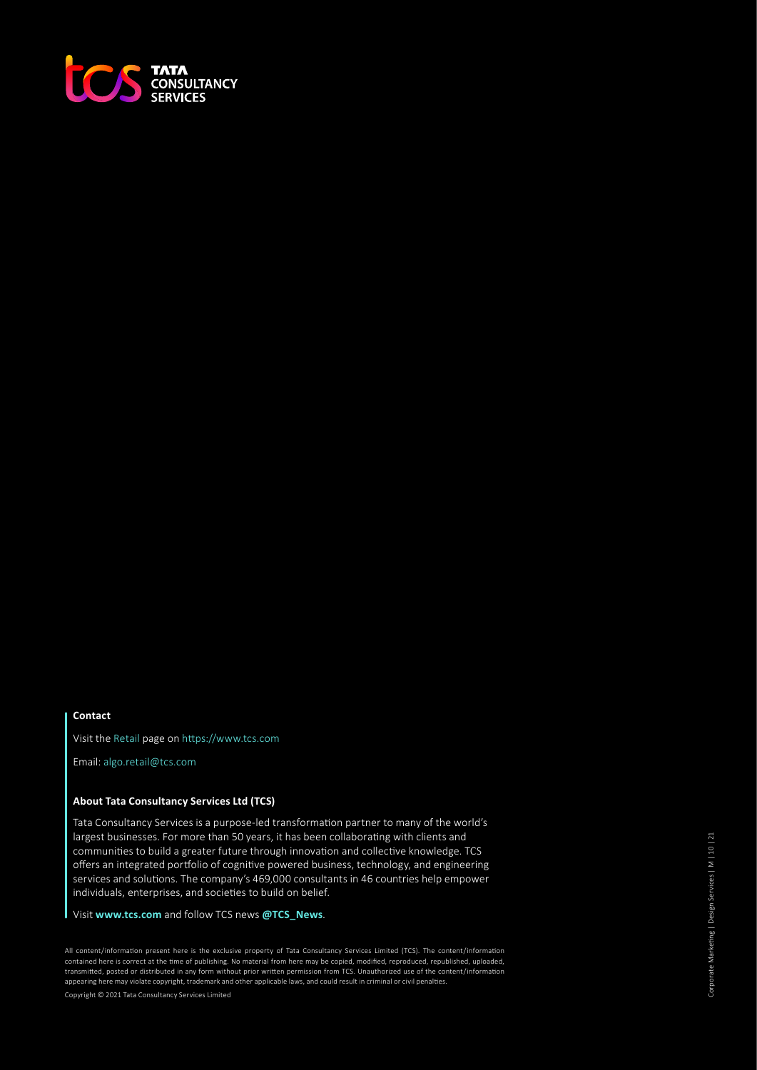**Contact**

Visit the Retail page on https://www.tcs.com

Email: algo.retail@tcs.com

**About Tata Consultancy Services Ltd (TCS)**

Tata Consultancy Services is a purpose-led transformation partner to many of the world's largest businesses. For more than 50 years, it has been collaborating with clients and communities to build a greater future through innovation and collective knowledge. TCS offers an integrated portfolio of cognitive powered business, technology, and engineering services and solutions. The company's 469,000 consultants in 46 countries help empower individuals, enterprises, and societies to build on belief.

Visit **www.tcs.com** and follow TCS news **@TCS_News**.

All content/information present here is the exclusive property of Tata Consultancy Services Limited (TCS). The content/information contained here is correct at the time of publishing. No material from here may be copied, modified, reproduced, republished, uploaded, transmitted, posted or distributed in any form without prior written permission from TCS. Unauthorized use of the content/information appearing here may violate copyright, trademark and other applicable laws, and could result in criminal or civil penalties.

Copyright © 2021 Tata Consultancy Services Limited

Corporate Marketing | Design Services | M | 10 | 21